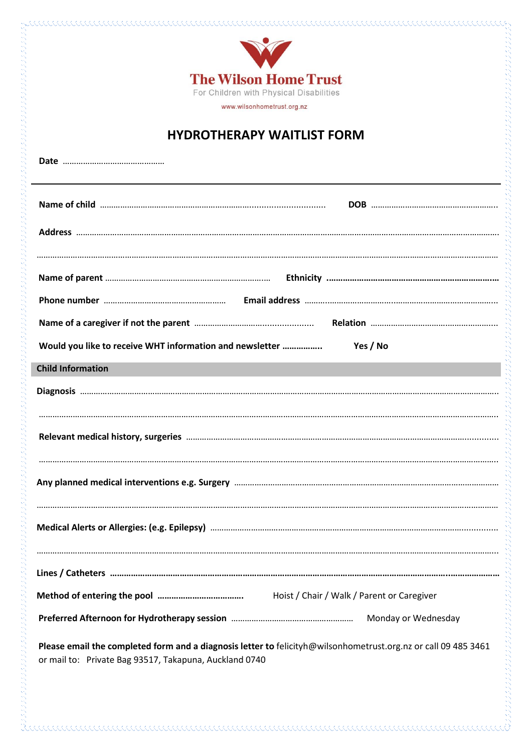**The Wilson Home Trust**

For Children with Physical Disabilities

www.wilsonhometrust.org.nz

# HYDROTHERAPY WAITLIST FORM

**Date** ………………………………………

---

**Name of child** ………………………………………………………………………………… **DOB** ………………………………………………

**Address** ……………………………………………………………………………………………………………………………………………

……………………………………………………………………………………………………………………………………………………

**Name of parent** ………………………………………………………… **Ethnicity** ………………………………………………………………

**Phone number** ……………………………………………… **Email address** ……………………………………………………………………

**Name of a caregiver if not the parent** …………………………………………… **Relation** …………………………………………………

**Would you like to receive WHT information and newsletter ……………..** **Yes / No**

## Child Information

**Diagnosis** ……………………………………………………………………………………………………………………………………………

……………………………………………………………………………………………………………………………………………………

**Relevant medical history, surgeries** ………………………………………………………………………………………………………………

……………………………………………………………………………………………………………………………………………………

**Any planned medical interventions e.g. Surgery** ………………………………………………………………………………………………

……………………………………………………………………………………………………………………………………………………

**Medical Alerts or Allergies: (e.g. Epilepsy)** ………………………………………………………………………………………………………

……………………………………………………………………………………………………………………………………………………

**Lines / Catheters** ……………………………………………………………………………………………………………………………………

**Method of entering the pool** ……………………………… Hoist / Chair / Walk / Parent or Caregiver

**Preferred Afternoon for Hydrotherapy session** ……………………………………………… Monday or Wednesday

**Please email the completed form and a diagnosis letter to** felicityh@wilsonhometrust.org.nz or call 09 485 3461 or mail to: Private Bag 93517, Takapuna, Auckland 0740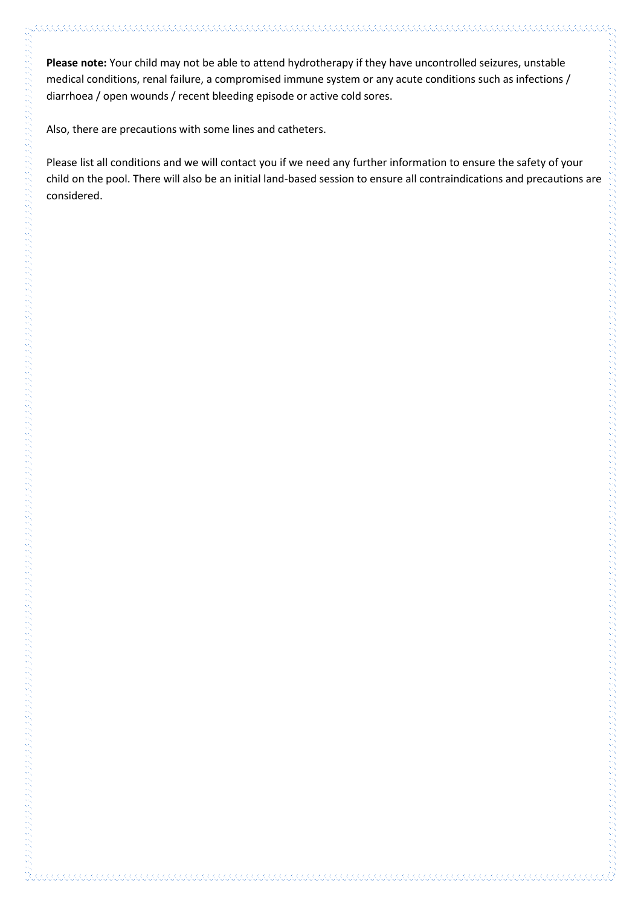**Please note:** Your child may not be able to attend hydrotherapy if they have uncontrolled seizures, unstable medical conditions, renal failure, a compromised immune system or any acute conditions such as infections / diarrhoea / open wounds / recent bleeding episode or active cold sores.

Also, there are precautions with some lines and catheters.

Please list all conditions and we will contact you if we need any further information to ensure the safety of your child on the pool. There will also be an initial land-based session to ensure all contraindications and precautions are considered.